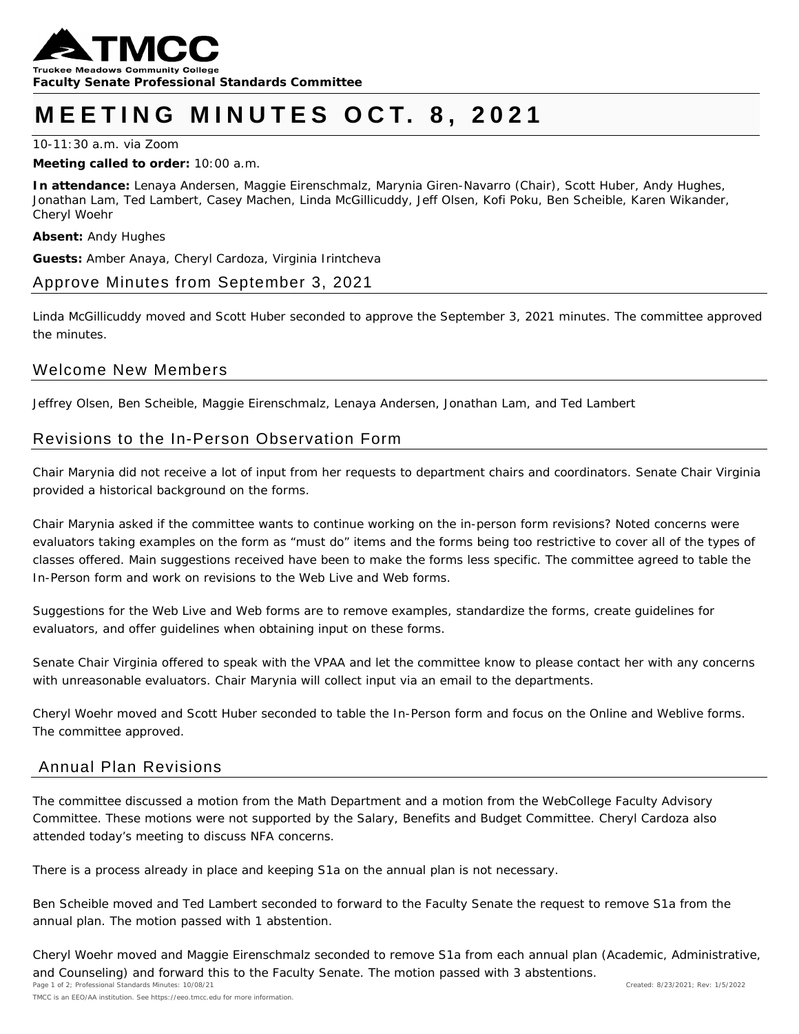**Truckee Meadows Community College**

**Faculty Senate Professional Standards Committee**

# MEETING MINUTES OCT. 8, 2021

10-11:30 a.m. via Zoom

**Meeting called to order:** 10:00 a.m.

**In attendance:** Lenaya Andersen, Maggie Eirenschmalz, Marynia Giren-Navarro (Chair), Scott Huber, Andy Hughes, Jonathan Lam, Ted Lambert, Casey Machen, Linda McGillicuddy, Jeff Olsen, Kofi Poku, Ben Scheible, Karen Wikander, Cheryl Woehr

**Absent:** Andy Hughes

**Guests:** Amber Anaya, Cheryl Cardoza, Virginia Irintcheva

## Approve Minutes from September 3, 2021

Linda McGillicuddy moved and Scott Huber seconded to approve the September 3, 2021 minutes. The committee approved the minutes.

## Welcome New Members

Jeffrey Olsen, Ben Scheible, Maggie Eirenschmalz, Lenaya Andersen, Jonathan Lam, and Ted Lambert

## Revisions to the In-Person Observation Form

Chair Marynia did not receive a lot of input from her requests to department chairs and coordinators. Senate Chair Virginia provided a historical background on the forms.

Chair Marynia asked if the committee wants to continue working on the in-person form revisions? Noted concerns were evaluators taking examples on the form as "must do" items and the forms being too restrictive to cover all of the types of classes offered. Main suggestions received have been to make the forms less specific. The committee agreed to table the In-Person form and work on revisions to the Web Live and Web forms.

Suggestions for the Web Live and Web forms are to remove examples, standardize the forms, create guidelines for evaluators, and offer guidelines when obtaining input on these forms.

Senate Chair Virginia offered to speak with the VPAA and let the committee know to please contact her with any concerns with unreasonable evaluators. Chair Marynia will collect input via an email to the departments.

Cheryl Woehr moved and Scott Huber seconded to table the In-Person form and focus on the Online and Weblive forms. The committee approved.

## Annual Plan Revisions

The committee discussed a motion from the Math Department and a motion from the WebCollege Faculty Advisory Committee. These motions were not supported by the Salary, Benefits and Budget Committee. Cheryl Cardoza also attended today's meeting to discuss NFA concerns.

There is a process already in place and keeping S1a on the annual plan is not necessary.

Ben Scheible moved and Ted Lambert seconded to forward to the Faculty Senate the request to remove S1a from the annual plan. The motion passed with 1 abstention.

Cheryl Woehr moved and Maggie Eirenschmalz seconded to remove S1a from each annual plan (Academic, Administrative, and Counseling) and forward this to the Faculty Senate. The motion passed with 3 abstentions.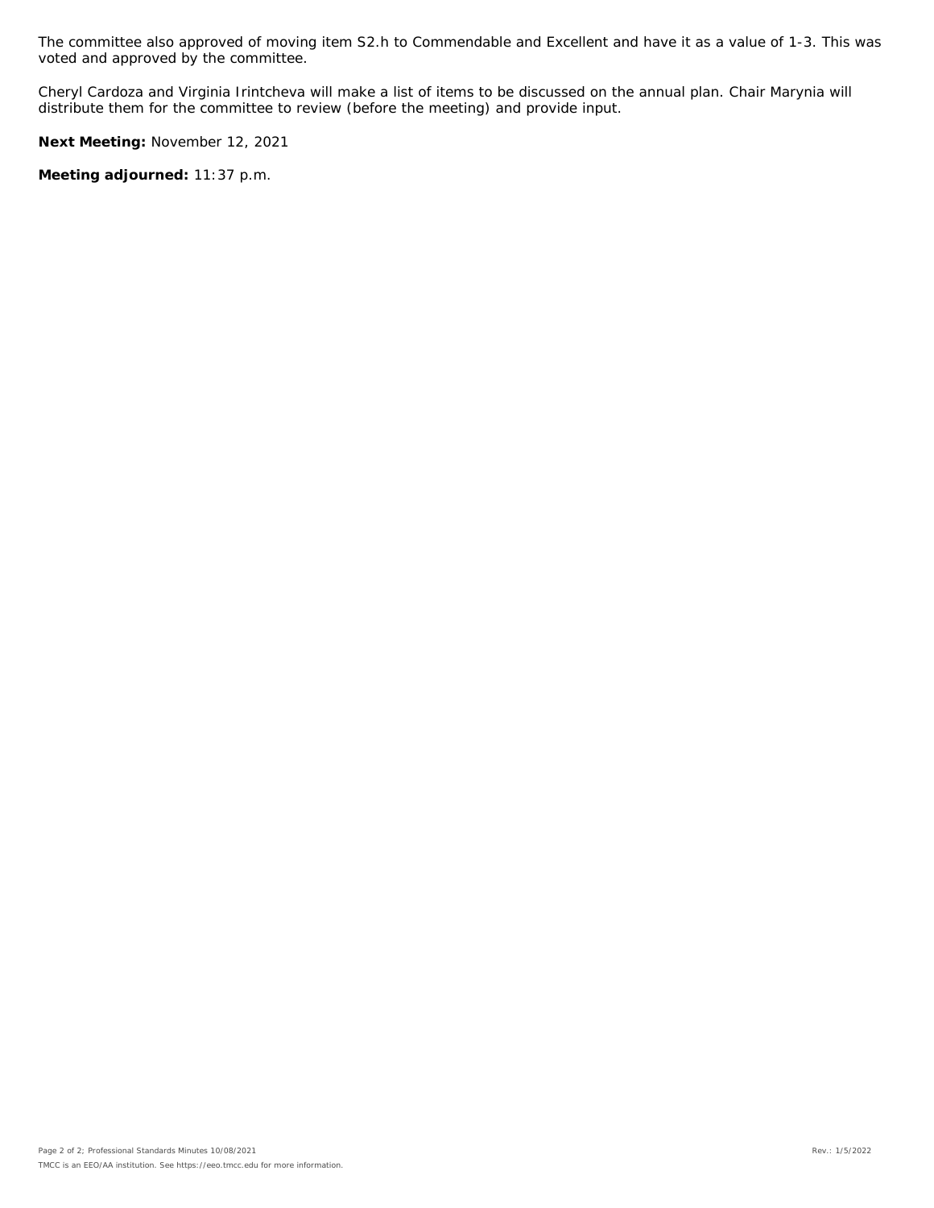The committee also approved of moving item S2.h to Commendable and Excellent and have it as a value of 1-3. This was voted and approved by the committee.

Cheryl Cardoza and Virginia Irintcheva will make a list of items to be discussed on the annual plan. Chair Marynia will distribute them for the committee to review (before the meeting) and provide input.

**Next Meeting:** November 12, 2021

**Meeting adjourned:** 11:37 p.m.